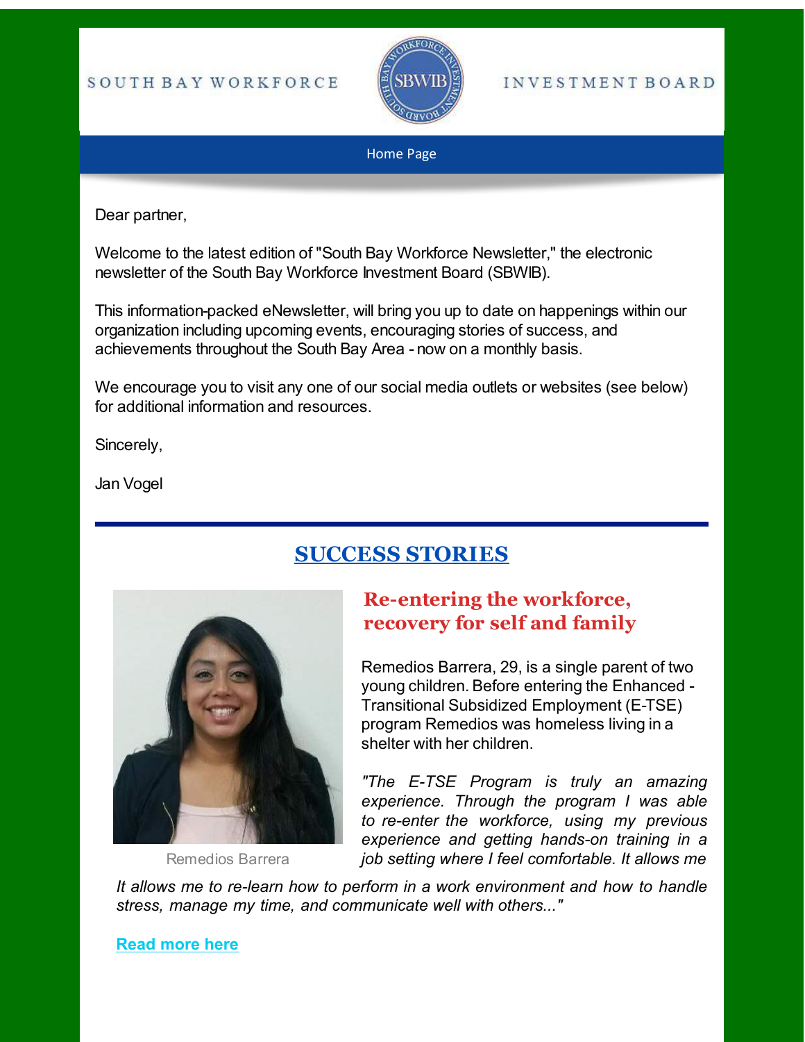SOUTH BAY WORKFORCE INVESTMENT BOARD

Home Page

Dear partner,

Welcome to the latest edition of "South Bay Workforce Newsletter," the electronic newsletter of the South Bay Workforce Investment Board (SBWIB).

This information-packed eNewsletter, will bring you up to date on happenings within our organization including upcoming events, encouraging stories of success, and achievements throughout the South Bay Area - now on a monthly basis.

We encourage you to visit any one of our social media outlets or websites (see below) for additional information and resources.

Sincerely,

Jan Vogel

---

## SUCCESS STORIES

### Re-entering the workforce, recovery for self and family

Remedios Barrera

Remedios Barrera, 29, is a single parent of two young children. Before entering the Enhanced - Transitional Subsidized Employment (E-TSE) program Remedios was homeless living in a shelter with her children.

*"The E-TSE Program is truly an amazing experience. Through the program I was able to re-enter the workforce, using my previous experience and getting hands-on training in a job setting where I feel comfortable. It allows me It allows me to re-learn how to perform in a work environment and how to handle stress, manage my time, and communicate well with others..."*

**Read more here**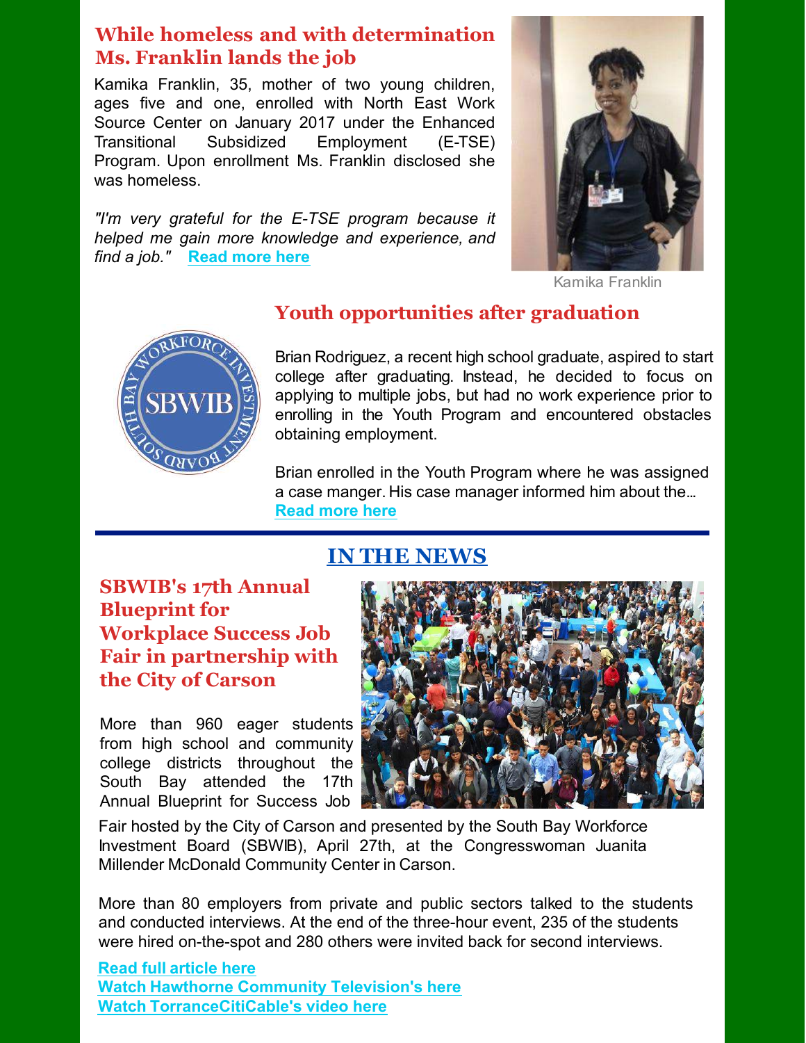## While homeless and with determination Ms. Franklin lands the job

Kamika Franklin, 35, mother of two young children, ages five and one, enrolled with North East Work Source Center on January 2017 under the Enhanced Transitional Subsidized Employment (E-TSE) Program. Upon enrollment Ms. Franklin disclosed she was homeless.

*"I'm very grateful for the E-TSE program because it helped me gain more knowledge and experience, and find a job."* **Read more here**

Kamika Franklin

## Youth opportunities after graduation

Brian Rodriguez, a recent high school graduate, aspired to start college after graduating. Instead, he decided to focus on applying to multiple jobs, but had no work experience prior to enrolling in the Youth Program and encountered obstacles obtaining employment.

Brian enrolled in the Youth Program where he was assigned a case manger. His case manager informed him about the... **Read more here**

# IN THE NEWS

## SBWIB's 17th Annual Blueprint for Workplace Success Job Fair in partnership with the City of Carson

More than 960 eager students from high school and community college districts throughout the South Bay attended the 17th Annual Blueprint for Success Job Fair hosted by the City of Carson and presented by the South Bay Workforce Investment Board (SBWIB), April 27th, at the Congresswoman Juanita Millender McDonald Community Center in Carson.

More than 80 employers from private and public sectors talked to the students and conducted interviews. At the end of the three-hour event, 235 of the students were hired on-the-spot and 280 others were invited back for second interviews.

**Read full article here**
**Watch Hawthorne Community Television's here**
**Watch TorranceCitiCable's video here**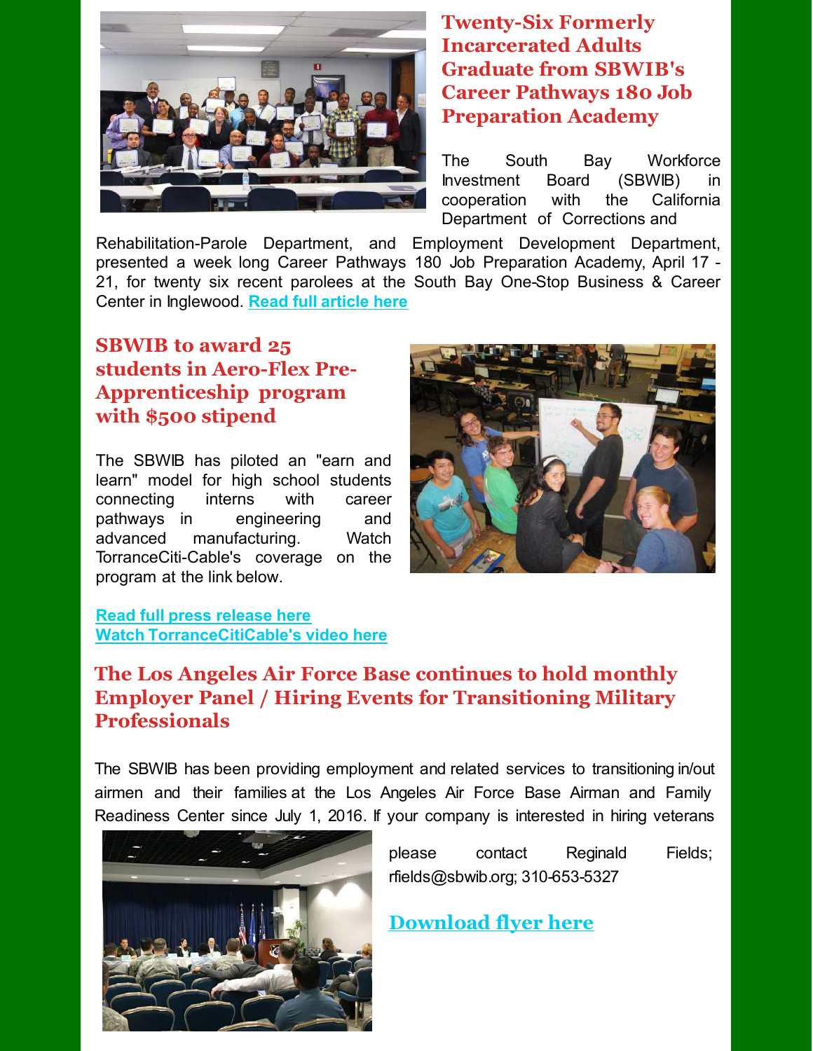## Twenty-Six Formerly Incarcerated Adults Graduate from SBWIB's Career Pathways 180 Job Preparation Academy

The South Bay Workforce Investment Board (SBWIB) in cooperation with the California Department of Corrections and Rehabilitation-Parole Department, and Employment Development Department, presented a week long Career Pathways 180 Job Preparation Academy, April 17 - 21, for twenty six recent parolees at the South Bay One-Stop Business & Career Center in Inglewood. **Read full article here**

## SBWIB to award 25 students in Aero-Flex Pre-Apprenticeship program with $500 stipend

The SBWIB has piloted an "earn and learn" model for high school students connecting interns with career pathways in engineering and advanced manufacturing. Watch TorranceCiti-Cable's coverage on the program at the link below.

**Read full press release here**
**Watch TorranceCitiCable's video here**

## The Los Angeles Air Force Base continues to hold monthly Employer Panel / Hiring Events for Transitioning Military Professionals

The SBWIB has been providing employment and related services to transitioning in/out airmen and their families at the Los Angeles Air Force Base Airman and Family Readiness Center since July 1, 2016. If your company is interested in hiring veterans please contact Reginald Fields; rfields@sbwib.org; 310-653-5327

**Download flyer here**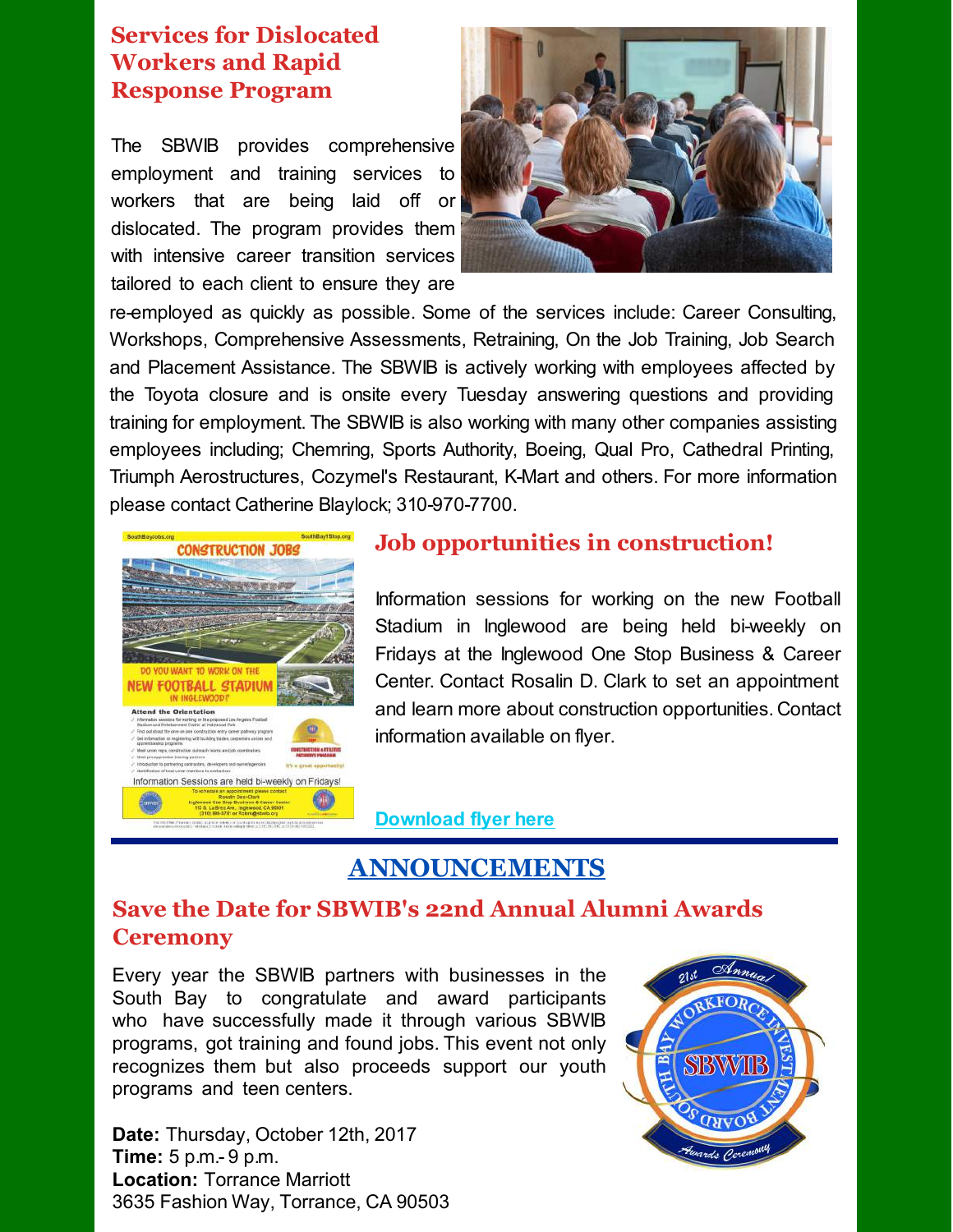## Services for Dislocated Workers and Rapid Response Program

The SBWIB provides comprehensive employment and training services to workers that are being laid off or dislocated. The program provides them with intensive career transition services tailored to each client to ensure they are re-employed as quickly as possible. Some of the services include: Career Consulting, Workshops, Comprehensive Assessments, Retraining, On the Job Training, Job Search and Placement Assistance. The SBWIB is actively working with employees affected by the Toyota closure and is onsite every Tuesday answering questions and providing training for employment. The SBWIB is also working with many other companies assisting employees including; Chemring, Sports Authority, Boeing, Qual Pro, Cathedral Printing, Triumph Aerostructures, Cozymel's Restaurant, K-Mart and others. For more information please contact Catherine Blaylock; 310-970-7700.

## Job opportunities in construction!

Information sessions for working on the new Football Stadium in Inglewood are being held bi-weekly on Fridays at the Inglewood One Stop Business & Career Center. Contact Rosalin D. Clark to set an appointment and learn more about construction opportunities. Contact information available on flyer.

[Download flyer here]

# ANNOUNCEMENTS

## Save the Date for SBWIB's 22nd Annual Alumni Awards Ceremony

Every year the SBWIB partners with businesses in the South Bay to congratulate and award participants who have successfully made it through various SBWIB programs, got training and found jobs. This event not only recognizes them but also proceeds support our youth programs and teen centers.

**Date:** Thursday, October 12th, 2017
**Time:** 5 p.m.- 9 p.m.
**Location:** Torrance Marriott
3635 Fashion Way, Torrance, CA 90503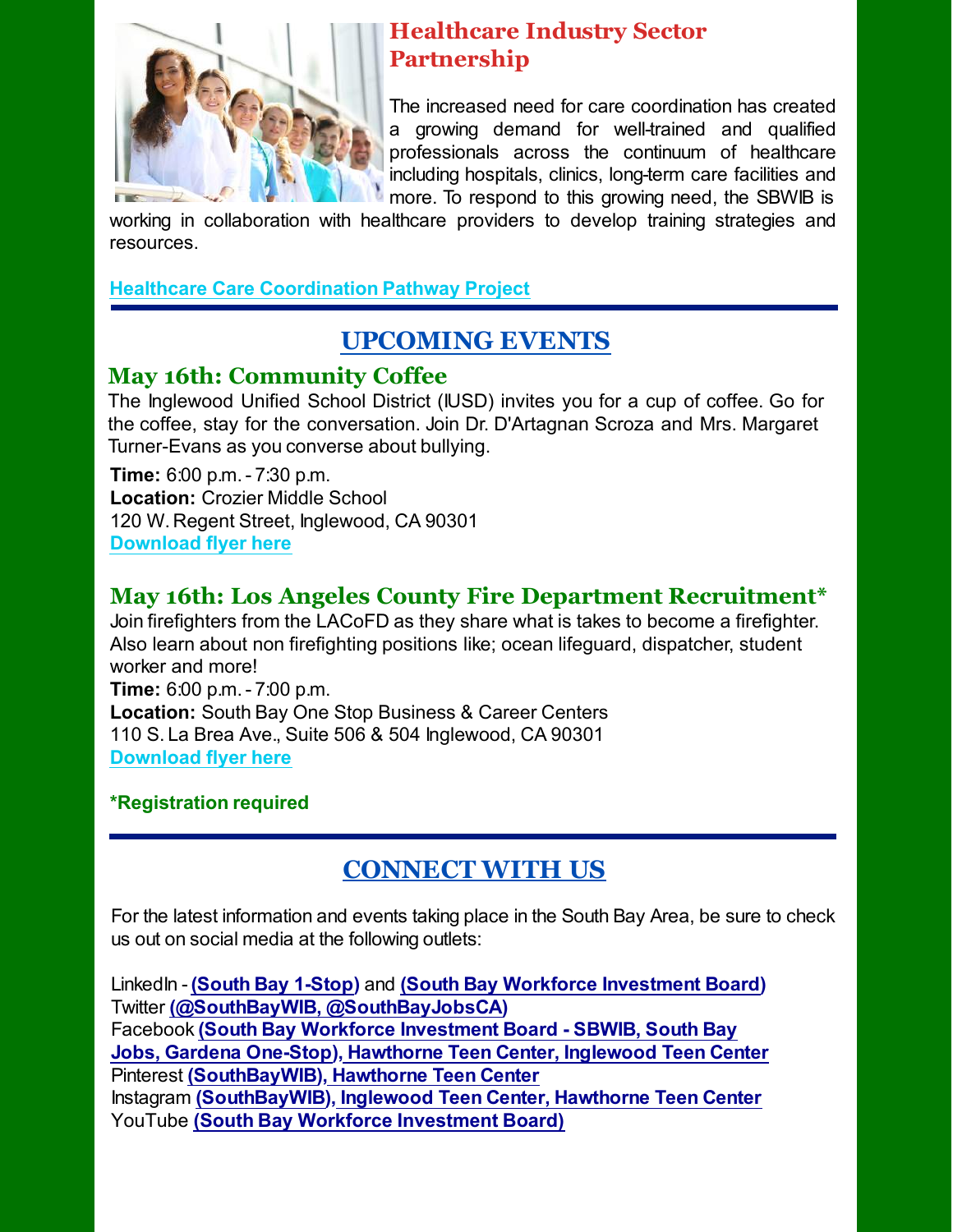## Healthcare Industry Sector Partnership

The increased need for care coordination has created a growing demand for well-trained and qualified professionals across the continuum of healthcare including hospitals, clinics, long-term care facilities and more. To respond to this growing need, the SBWIB is working in collaboration with healthcare providers to develop training strategies and resources.

**Healthcare Care Coordination Pathway Project**

---

## UPCOMING EVENTS

### May 16th: Community Coffee

The Inglewood Unified School District (IUSD) invites you for a cup of coffee. Go for the coffee, stay for the conversation. Join Dr. D'Artagnan Scroza and Mrs. Margaret Turner-Evans as you converse about bullying.

**Time:** 6:00 p.m. - 7:30 p.m.
**Location:** Crozier Middle School
120 W. Regent Street, Inglewood, CA 90301
**Download flyer here**

### May 16th: Los Angeles County Fire Department Recruitment*

Join firefighters from the LACoFD as they share what is takes to become a firefighter. Also learn about non firefighting positions like; ocean lifeguard, dispatcher, student worker and more!
**Time:** 6:00 p.m. - 7:00 p.m.
**Location:** South Bay One Stop Business & Career Centers
110 S. La Brea Ave., Suite 506 & 504 Inglewood, CA 90301
**Download flyer here**

**\*Registration required**

---

## CONNECT WITH US

For the latest information and events taking place in the South Bay Area, be sure to check us out on social media at the following outlets:

LinkedIn - **(South Bay 1-Stop)** and **(South Bay Workforce Investment Board)**
Twitter **(@SouthBayWIB, @SouthBayJobsCA)**
Facebook **(South Bay Workforce Investment Board - SBWIB, South Bay Jobs, Gardena One-Stop), Hawthorne Teen Center, Inglewood Teen Center**
Pinterest **(SouthBayWIB), Hawthorne Teen Center**
Instagram **(SouthBayWIB), Inglewood Teen Center, Hawthorne Teen Center**
YouTube **(South Bay Workforce Investment Board)**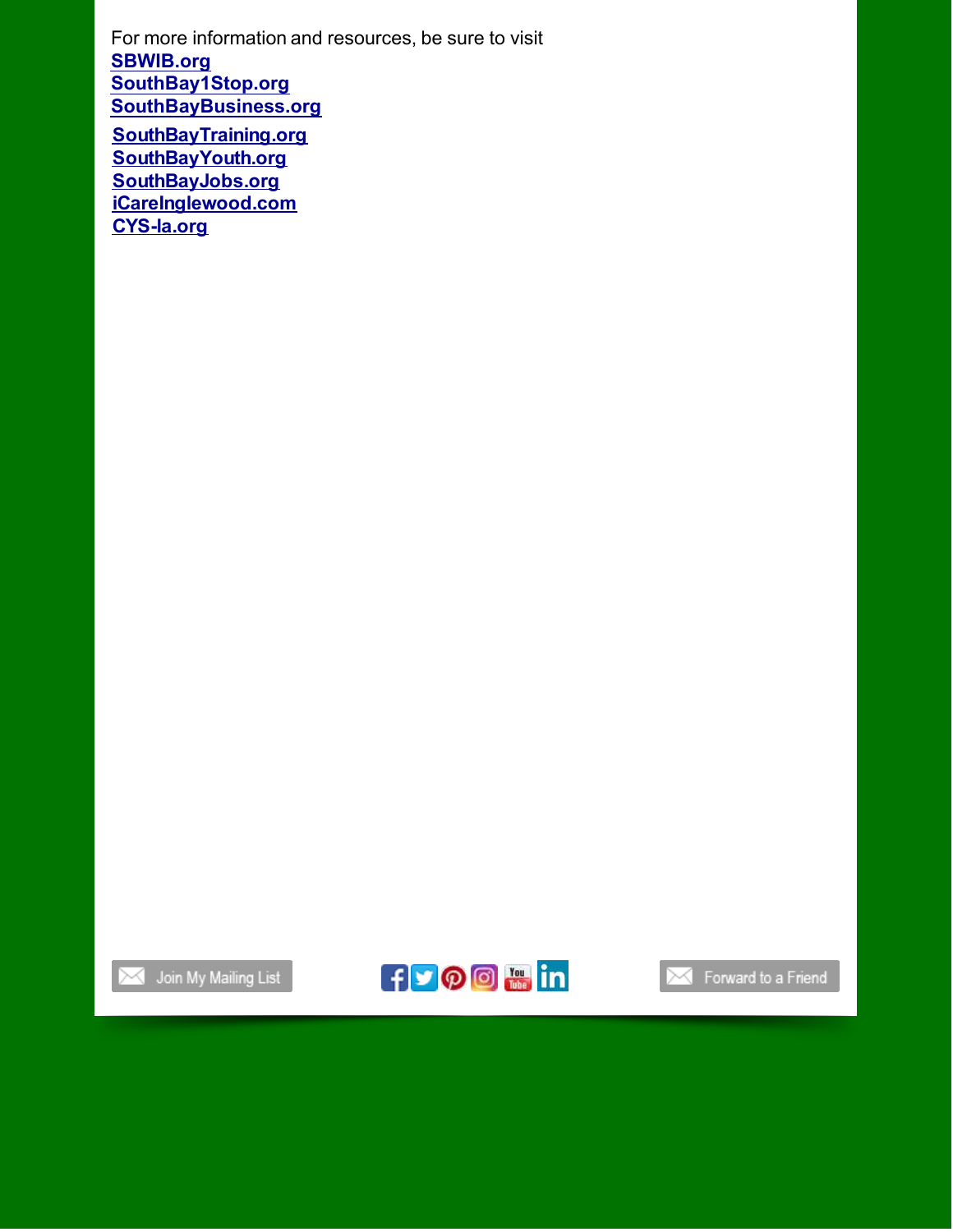For more information and resources, be sure to visit

**SBWIB.org**
**SouthBay1Stop.org**
**SouthBayBusiness.org**
**SouthBayTraining.org**
**SouthBayYouth.org**
**SouthBayJobs.org**
**iCareInglewood.com**
**CYS-la.org**

Join My Mailing List

Forward to a Friend